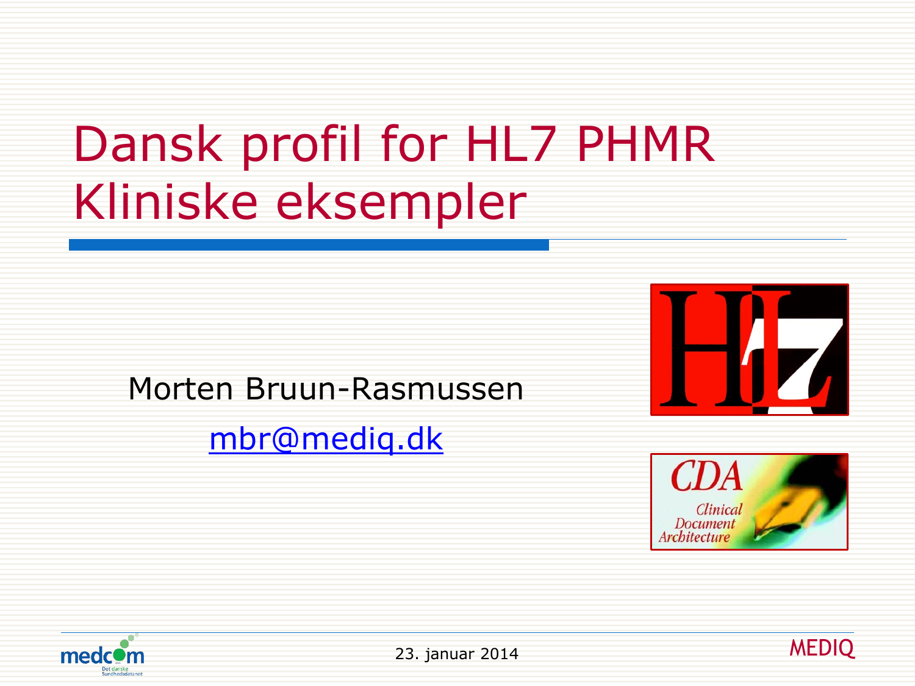# Dansk profil for HL7 PHMR Kliniske eksempler

Morten Bruun-Rasmussen

mbr@mediq.dk

23. januar 2014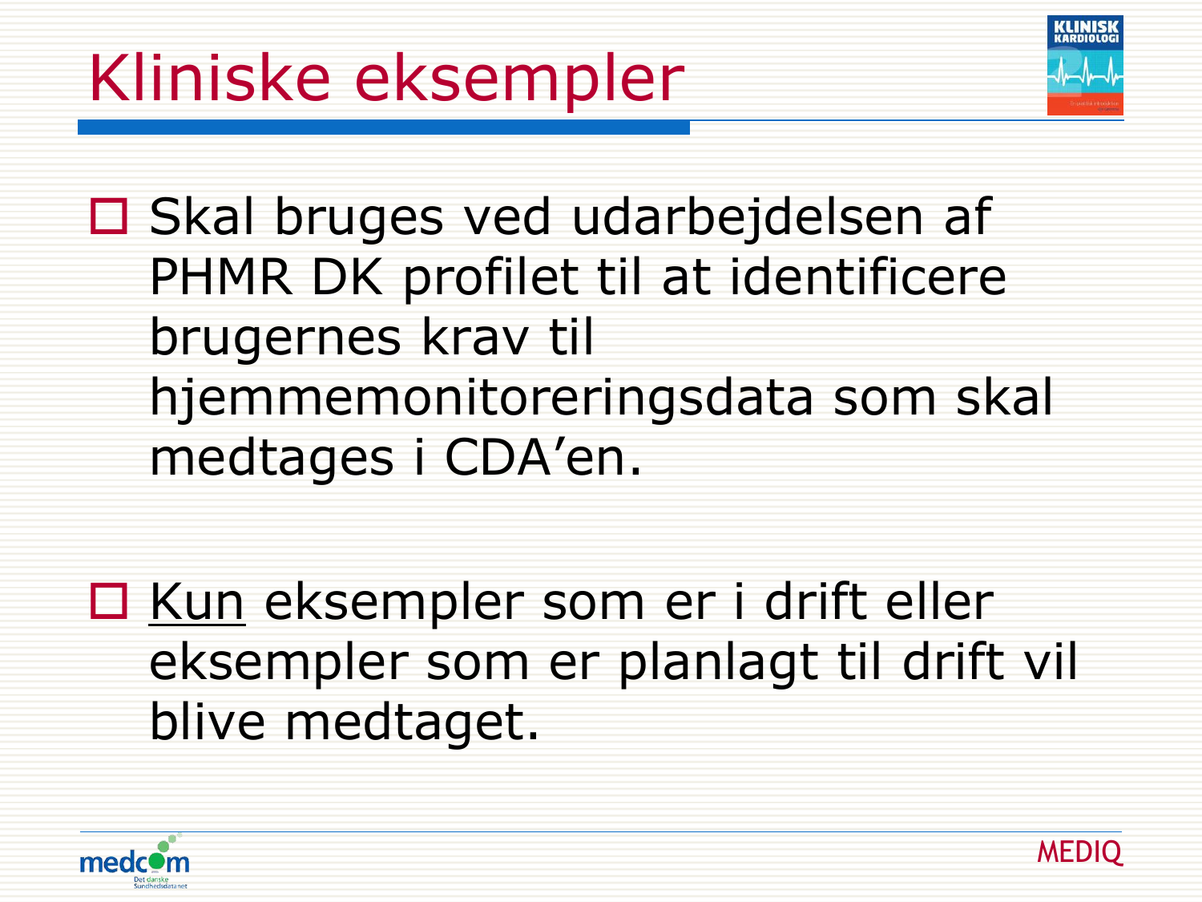# Kliniske eksempler

- Skal bruges ved udarbejdelsen af PHMR DK profilet til at identificere brugernes krav til hjemmemonitoreringsdata som skal medtages i CDA'en.

- <u>Kun</u> eksempler som er i drift eller eksempler som er planlagt til drift vil blive medtaget.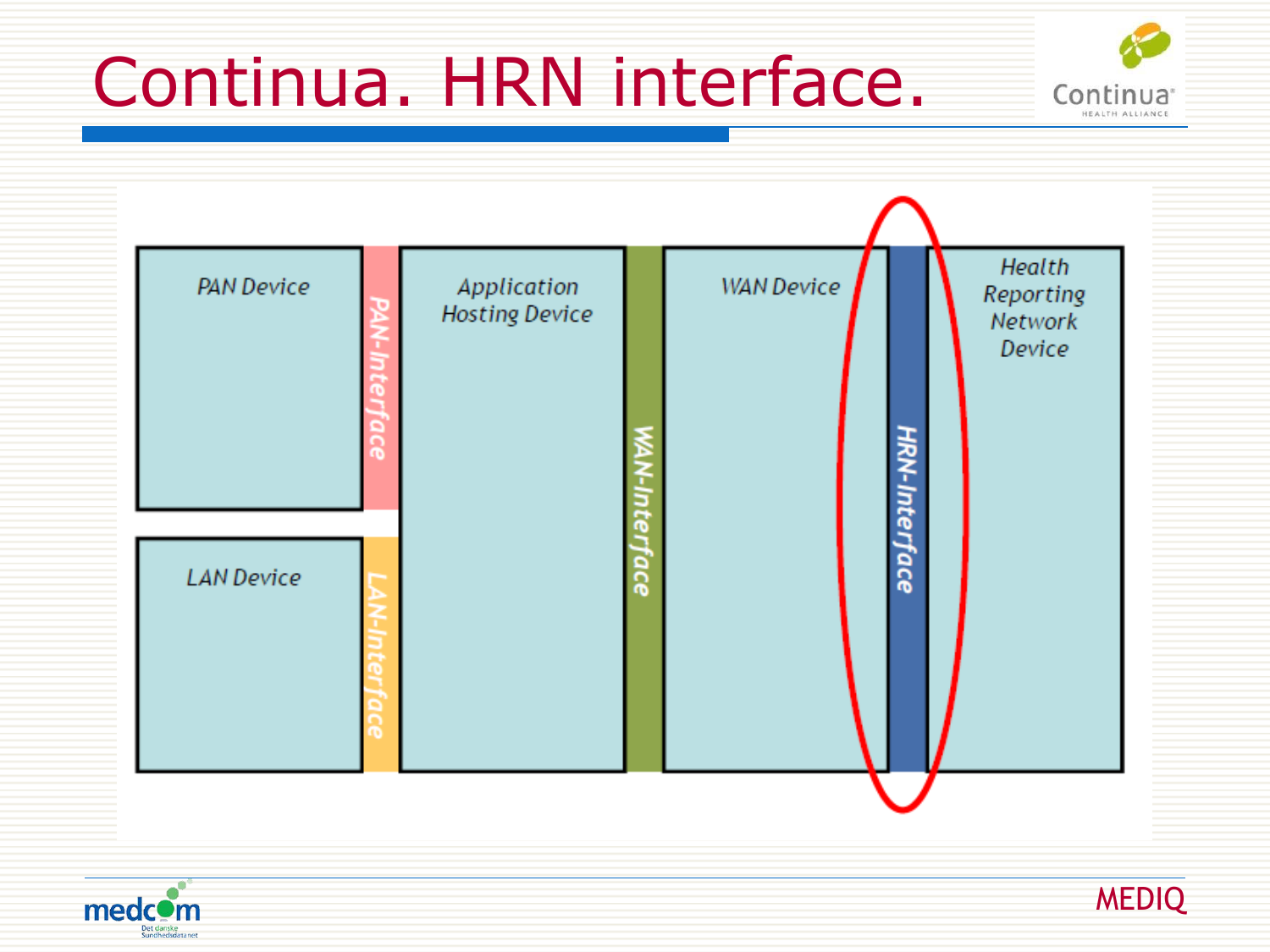# Continua. HRN interface.

PAN Device

PAN-Interface

LAN Device

LAN-Interface

Application Hosting Device

WAN-Interface

WAN Device

HRN-Interface

Health Reporting Network Device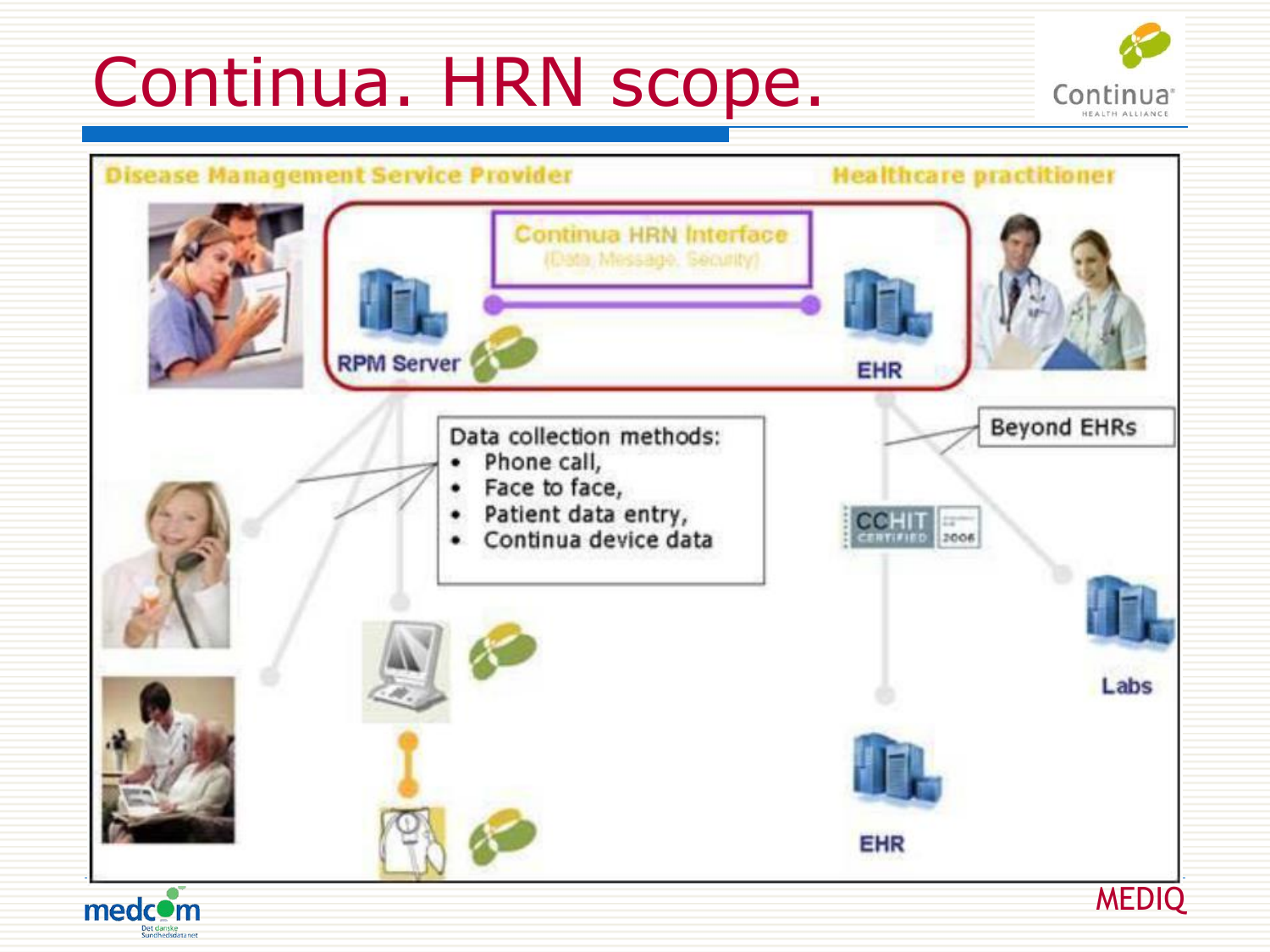# Continua. HRN scope.

Disease Management Service Provider

Healthcare practitioner

Continua HRN Interface
(Data, Message, Security)

RPM Server

EHR

Data collection methods:

- Phone call,
- Face to face,
- Patient data entry,
- Continua device data

Beyond EHRs

CCHIT CERTIFIED 2006

Labs

EHR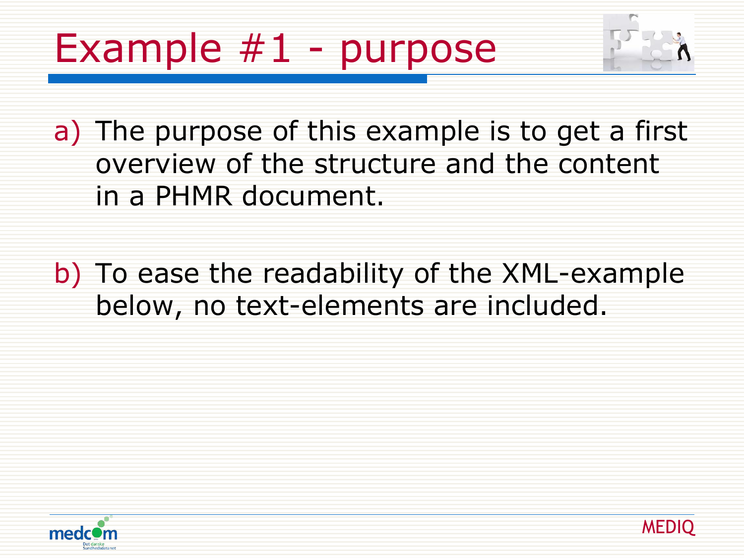# Example #1 - purpose

a) The purpose of this example is to get a first overview of the structure and the content in a PHMR document.

b) To ease the readability of the XML-example below, no text-elements are included.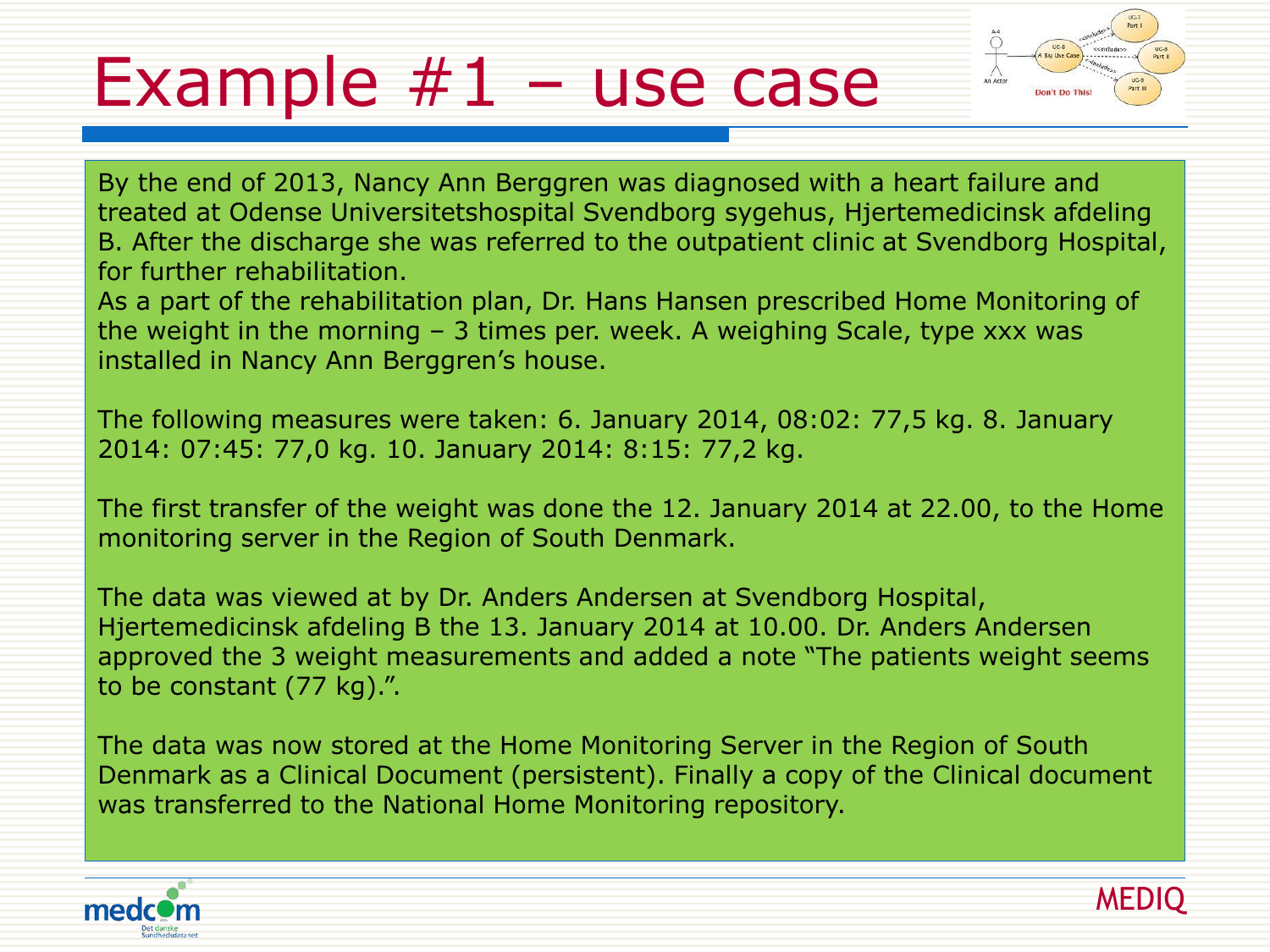# Example #1 – use case

By the end of 2013, Nancy Ann Berggren was diagnosed with a heart failure and treated at Odense Universitetshospital Svendborg sygehus, Hjertemedicinsk afdeling B. After the discharge she was referred to the outpatient clinic at Svendborg Hospital, for further rehabilitation.
As a part of the rehabilitation plan, Dr. Hans Hansen prescribed Home Monitoring of the weight in the morning – 3 times per. week. A weighing Scale, type xxx was installed in Nancy Ann Berggren's house.

The following measures were taken: 6. January 2014, 08:02: 77,5 kg. 8. January 2014: 07:45: 77,0 kg. 10. January 2014: 8:15: 77,2 kg.

The first transfer of the weight was done the 12. January 2014 at 22.00, to the Home monitoring server in the Region of South Denmark.

The data was viewed at by Dr. Anders Andersen at Svendborg Hospital, Hjertemedicinsk afdeling B the 13. January 2014 at 10.00. Dr. Anders Andersen approved the 3 weight measurements and added a note "The patients weight seems to be constant (77 kg).".

The data was now stored at the Home Monitoring Server in the Region of South Denmark as a Clinical Document (persistent). Finally a copy of the Clinical document was transferred to the National Home Monitoring repository.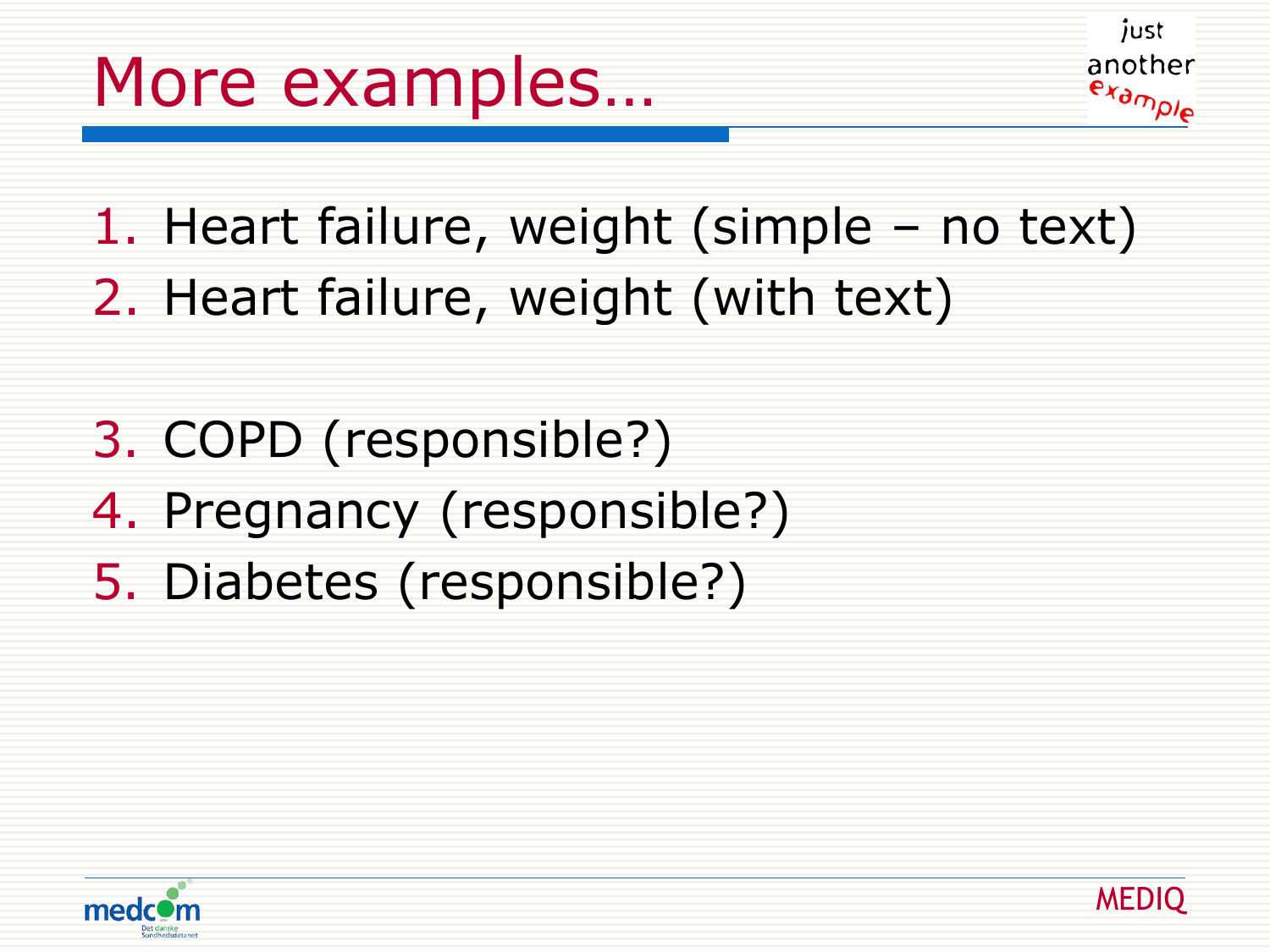# More examples…

just another example

1. Heart failure, weight (simple – no text)
2. Heart failure, weight (with text)

3. COPD (responsible?)
4. Pregnancy (responsible?)
5. Diabetes (responsible?)